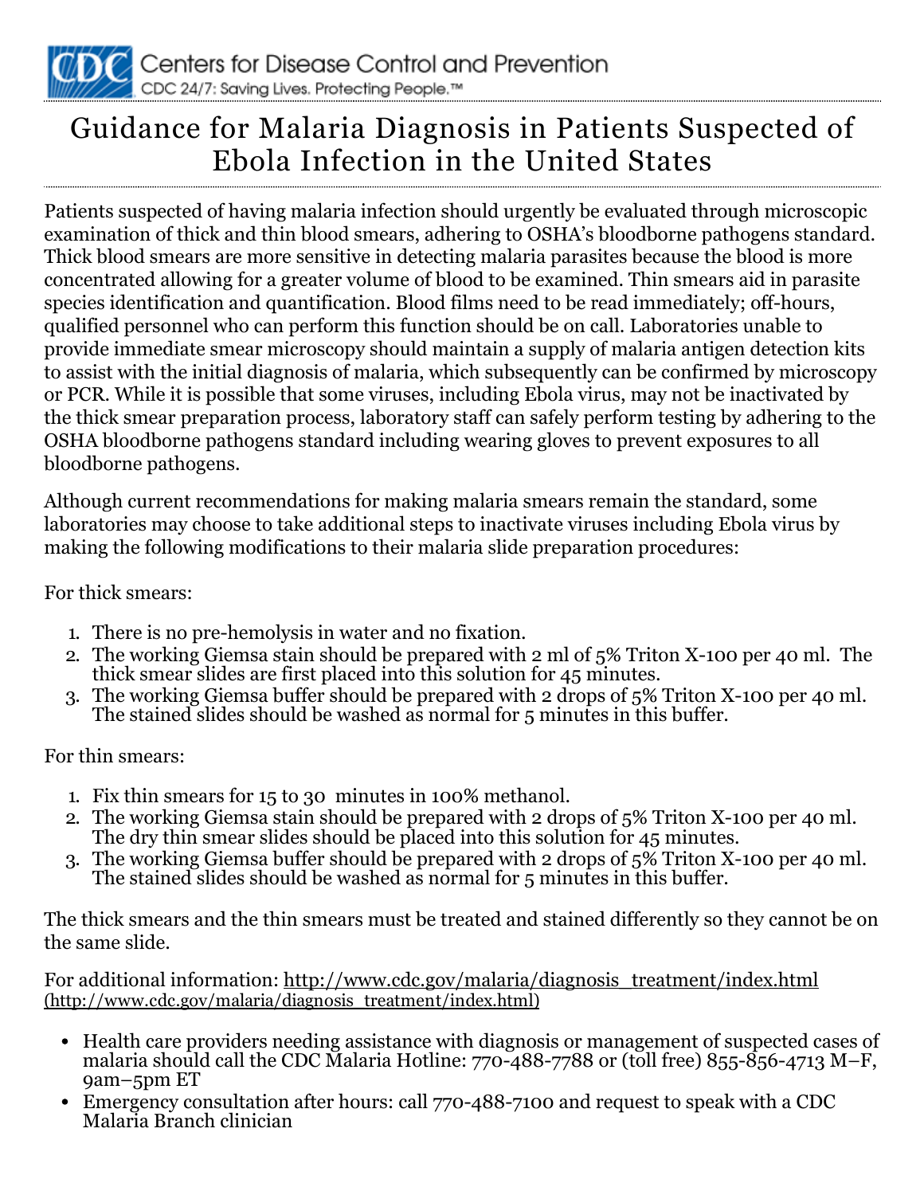Centers for Disease Control and Prevention
CDC 24/7: Saving Lives. Protecting People.™

# Guidance for Malaria Diagnosis in Patients Suspected of Ebola Infection in the United States

Patients suspected of having malaria infection should urgently be evaluated through microscopic examination of thick and thin blood smears, adhering to OSHA's bloodborne pathogens standard. Thick blood smears are more sensitive in detecting malaria parasites because the blood is more concentrated allowing for a greater volume of blood to be examined. Thin smears aid in parasite species identification and quantification. Blood films need to be read immediately; off-hours, qualified personnel who can perform this function should be on call. Laboratories unable to provide immediate smear microscopy should maintain a supply of malaria antigen detection kits to assist with the initial diagnosis of malaria, which subsequently can be confirmed by microscopy or PCR. While it is possible that some viruses, including Ebola virus, may not be inactivated by the thick smear preparation process, laboratory staff can safely perform testing by adhering to the OSHA bloodborne pathogens standard including wearing gloves to prevent exposures to all bloodborne pathogens.

Although current recommendations for making malaria smears remain the standard, some laboratories may choose to take additional steps to inactivate viruses including Ebola virus by making the following modifications to their malaria slide preparation procedures:

For thick smears:

1. There is no pre-hemolysis in water and no fixation.
2. The working Giemsa stain should be prepared with 2 ml of 5% Triton X-100 per 40 ml. The thick smear slides are first placed into this solution for 45 minutes.
3. The working Giemsa buffer should be prepared with 2 drops of 5% Triton X-100 per 40 ml. The stained slides should be washed as normal for 5 minutes in this buffer.

For thin smears:

1. Fix thin smears for 15 to 30 minutes in 100% methanol.
2. The working Giemsa stain should be prepared with 2 drops of 5% Triton X-100 per 40 ml. The dry thin smear slides should be placed into this solution for 45 minutes.
3. The working Giemsa buffer should be prepared with 2 drops of 5% Triton X-100 per 40 ml. The stained slides should be washed as normal for 5 minutes in this buffer.

The thick smears and the thin smears must be treated and stained differently so they cannot be on the same slide.

For additional information: http://www.cdc.gov/malaria/diagnosis_treatment/index.html (http://www.cdc.gov/malaria/diagnosis_treatment/index.html)

- Health care providers needing assistance with diagnosis or management of suspected cases of malaria should call the CDC Malaria Hotline: 770-488-7788 or (toll free) 855-856-4713 M–F, 9am–5pm ET
- Emergency consultation after hours: call 770-488-7100 and request to speak with a CDC Malaria Branch clinician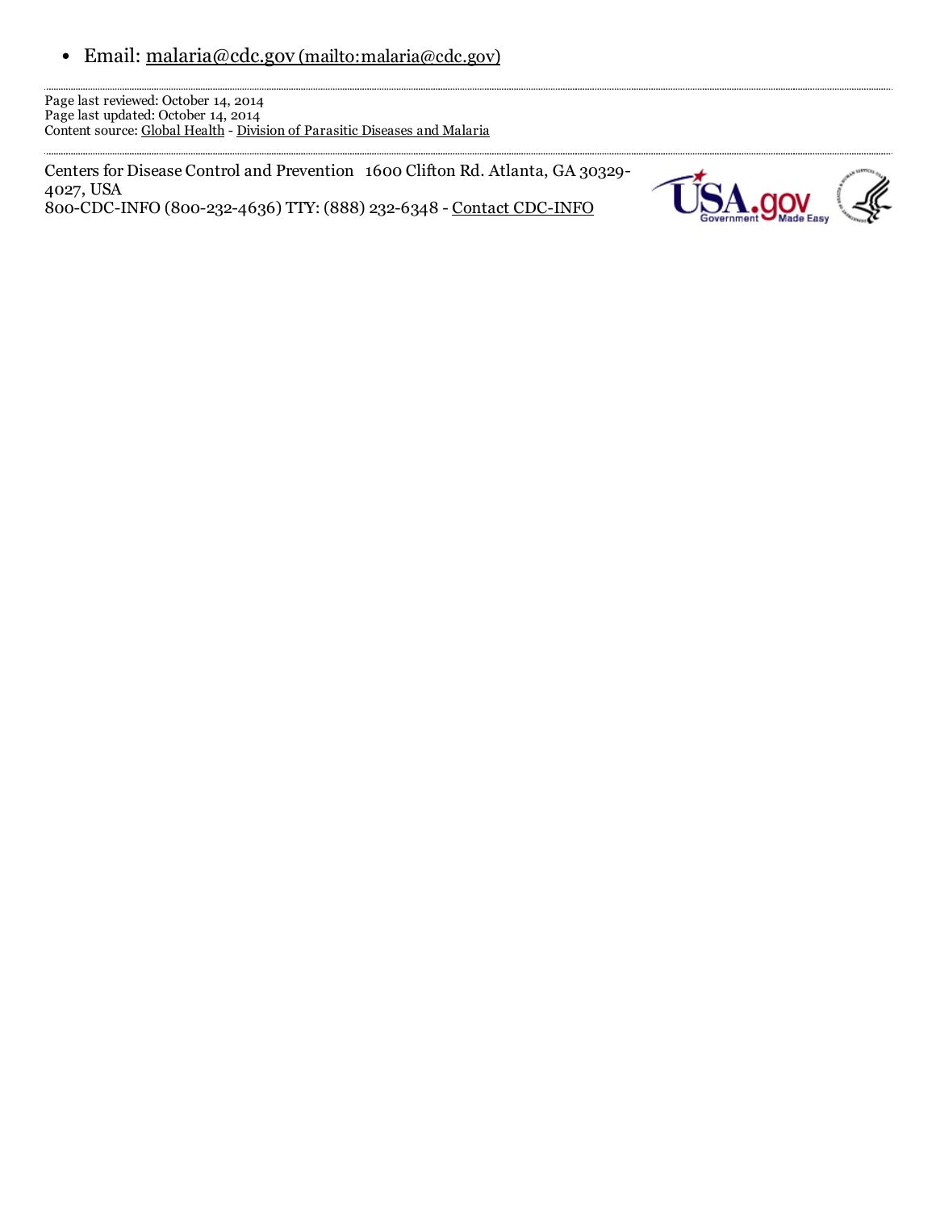- Email: malaria@cdc.gov (mailto:malaria@cdc.gov)

---

Page last reviewed: October 14, 2014
Page last updated: October 14, 2014
Content source: Global Health - Division of Parasitic Diseases and Malaria

---

Centers for Disease Control and Prevention 1600 Clifton Rd. Atlanta, GA 30329-4027, USA
800-CDC-INFO (800-232-4636) TTY: (888) 232-6348 - Contact CDC-INFO